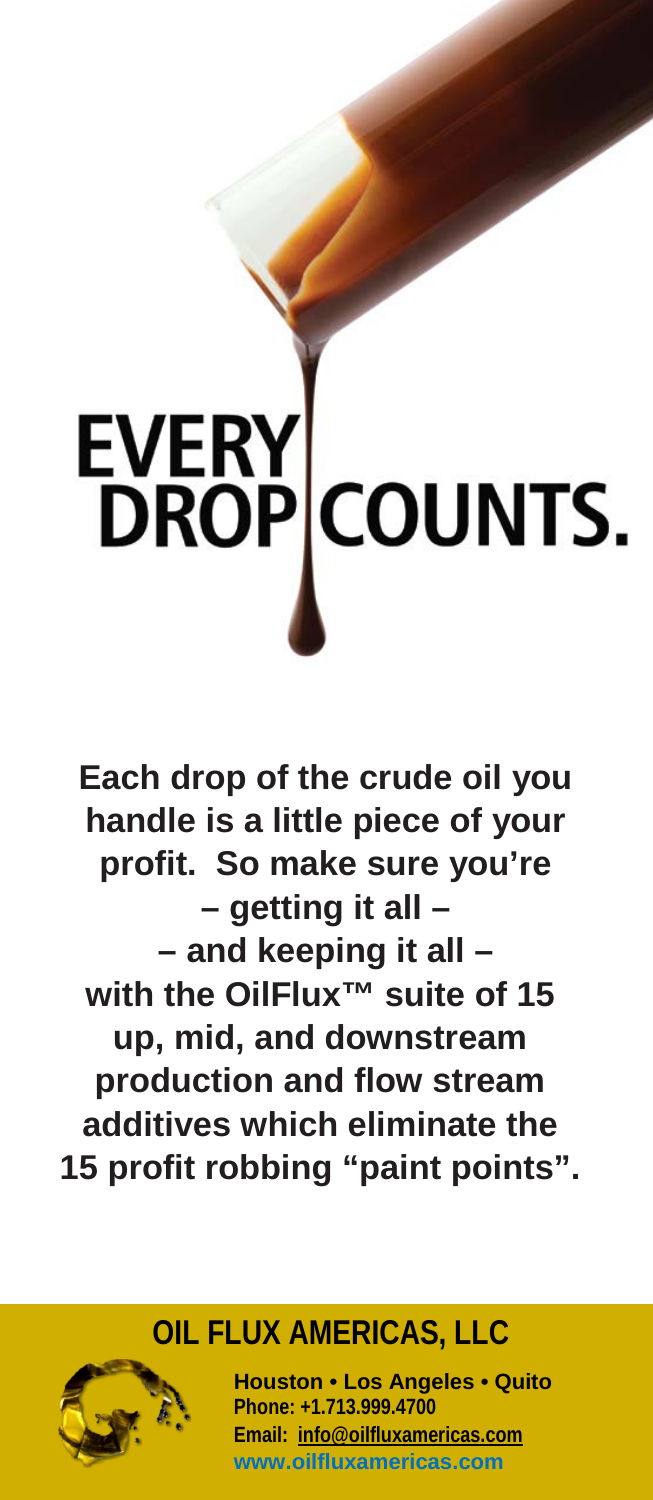# EVERY DROP COUNTS.

**Each drop of the crude oil you handle is a little piece of your profit. So make sure you're – getting it all – – and keeping it all – with the OilFlux™ suite of 15 up, mid, and downstream production and flow stream additives which eliminate the 15 profit robbing "paint points".**

## OIL FLUX AMERICAS, LLC

**Houston • Los Angeles • Quito**
**Phone: +1.713.999.4700**
**Email: info@oilfluxamericas.com**
**www.oilfluxamericas.com**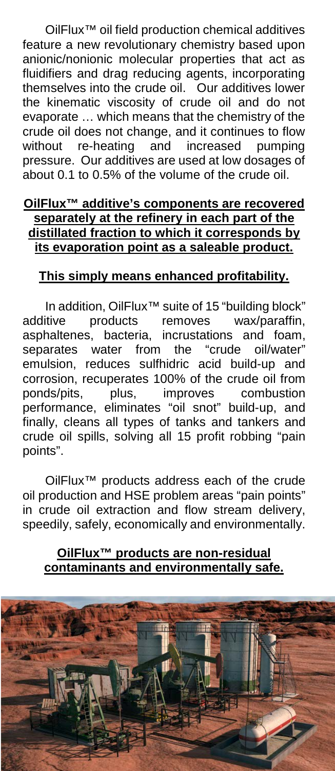OilFlux™ oil field production chemical additives feature a new revolutionary chemistry based upon anionic/nonionic molecular properties that act as fluidifiers and drag reducing agents, incorporating themselves into the crude oil. Our additives lower the kinematic viscosity of crude oil and do not evaporate … which means that the chemistry of the crude oil does not change, and it continues to flow without re-heating and increased pumping pressure. Our additives are used at low dosages of about 0.1 to 0.5% of the volume of the crude oil.

**OilFlux™ additive's components are recovered separately at the refinery in each part of the distillated fraction to which it corresponds by its evaporation point as a saleable product.**

**This simply means enhanced profitability.**

In addition, OilFlux™ suite of 15 "building block" additive products removes wax/paraffin, asphaltenes, bacteria, incrustations and foam, separates water from the "crude oil/water" emulsion, reduces sulfhidric acid build-up and corrosion, recuperates 100% of the crude oil from ponds/pits, plus, improves combustion performance, eliminates "oil snot" build-up, and finally, cleans all types of tanks and tankers and crude oil spills, solving all 15 profit robbing "pain points".

OilFlux™ products address each of the crude oil production and HSE problem areas "pain points" in crude oil extraction and flow stream delivery, speedily, safely, economically and environmentally.

**OilFlux™ products are non-residual contaminants and environmentally safe.**